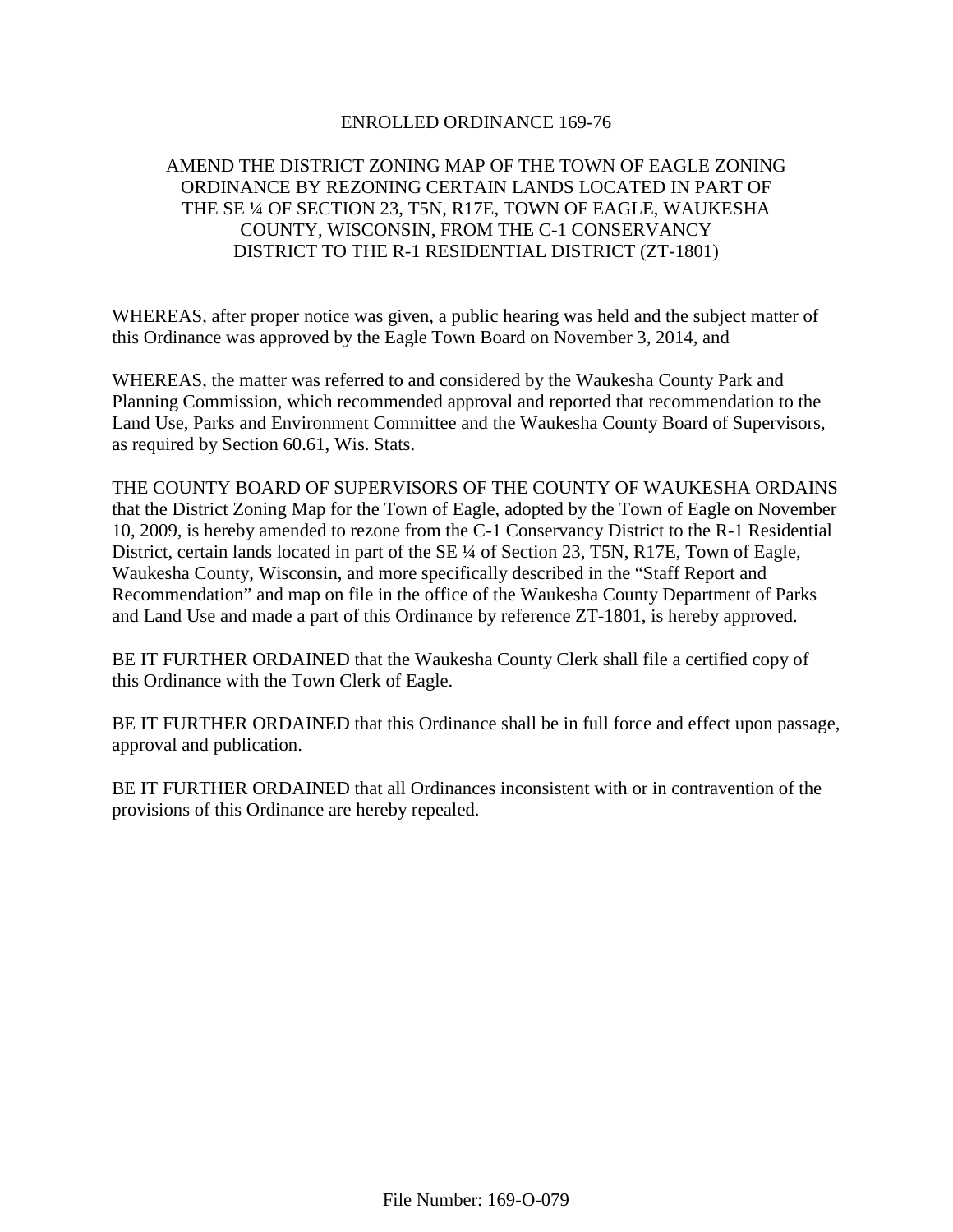# ENROLLED ORDINANCE 169-76

## AMEND THE DISTRICT ZONING MAP OF THE TOWN OF EAGLE ZONING ORDINANCE BY REZONING CERTAIN LANDS LOCATED IN PART OF THE SE ¼ OF SECTION 23, T5N, R17E, TOWN OF EAGLE, WAUKESHA COUNTY, WISCONSIN, FROM THE C-1 CONSERVANCY DISTRICT TO THE R-1 RESIDENTIAL DISTRICT (ZT-1801)

WHEREAS, after proper notice was given, a public hearing was held and the subject matter of this Ordinance was approved by the Eagle Town Board on November 3, 2014, and

WHEREAS, the matter was referred to and considered by the Waukesha County Park and Planning Commission, which recommended approval and reported that recommendation to the Land Use, Parks and Environment Committee and the Waukesha County Board of Supervisors, as required by Section 60.61, Wis. Stats.

THE COUNTY BOARD OF SUPERVISORS OF THE COUNTY OF WAUKESHA ORDAINS that the District Zoning Map for the Town of Eagle, adopted by the Town of Eagle on November 10, 2009, is hereby amended to rezone from the C-1 Conservancy District to the R-1 Residential District, certain lands located in part of the SE ¼ of Section 23, T5N, R17E, Town of Eagle, Waukesha County, Wisconsin, and more specifically described in the "Staff Report and Recommendation" and map on file in the office of the Waukesha County Department of Parks and Land Use and made a part of this Ordinance by reference ZT-1801, is hereby approved.

BE IT FURTHER ORDAINED that the Waukesha County Clerk shall file a certified copy of this Ordinance with the Town Clerk of Eagle.

BE IT FURTHER ORDAINED that this Ordinance shall be in full force and effect upon passage, approval and publication.

BE IT FURTHER ORDAINED that all Ordinances inconsistent with or in contravention of the provisions of this Ordinance are hereby repealed.

File Number: 169-O-079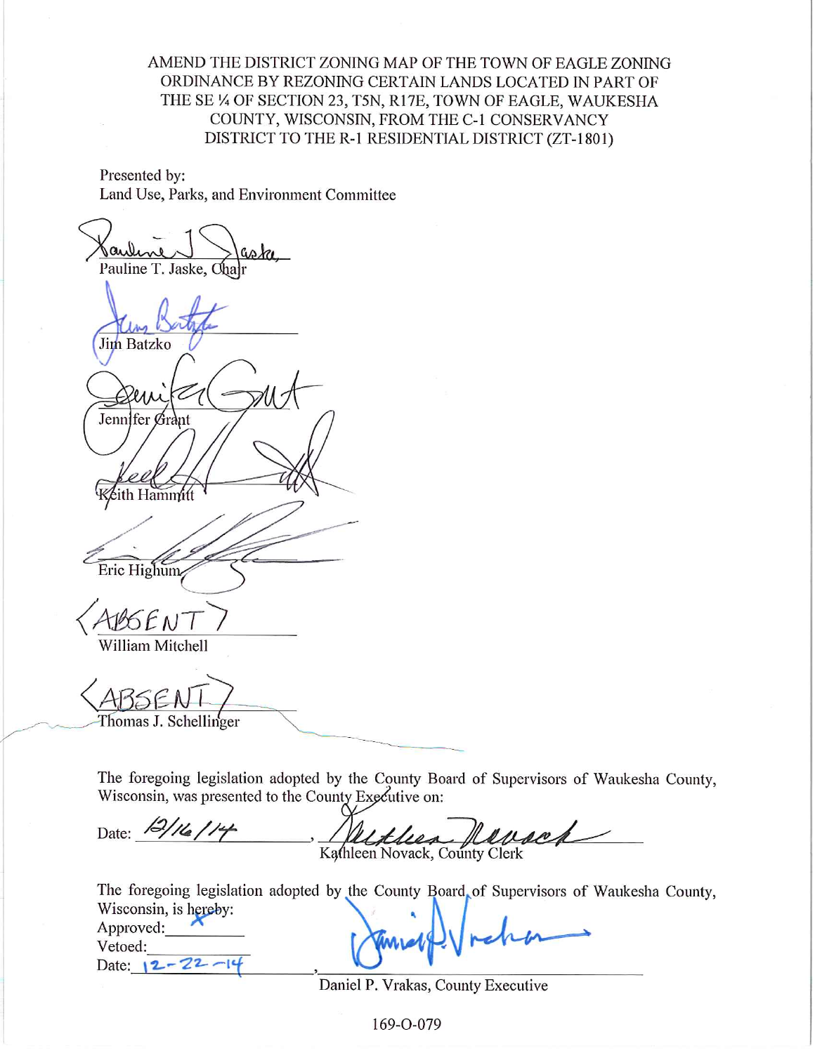AMEND THE DISTRICT ZONING MAP OF THE TOWN OF EAGLE ZONING ORDINANCE BY REZONING CERTAIN LANDS LOCATED IN PART OF THE SE ¼ OF SECTION 23, T5N, R17E, TOWN OF EAGLE, WAUKESHA COUNTY, WISCONSIN, FROM THE C-1 CONSERVANCY DISTRICT TO THE R-1 RESIDENTIAL DISTRICT (ZT-1801)

Presented by:
Land Use, Parks, and Environment Committee

Pauline T. Jaske, Chair

Jim Batzko

Jennifer Grant

Keith Hammitt

Eric Highum

<ABSENT>
William Mitchell

<ABSENT>
Thomas J. Schellinger

The foregoing legislation adopted by the County Board of Supervisors of Waukesha County, Wisconsin, was presented to the County Executive on:

Date: 12/16/14, Kathleen Novack, County Clerk

The foregoing legislation adopted by the County Board of Supervisors of Waukesha County, Wisconsin, is hereby:

Approved: X
Vetoed: 
Date: 12-22-14, Daniel P. Vrakas, County Executive

169-O-079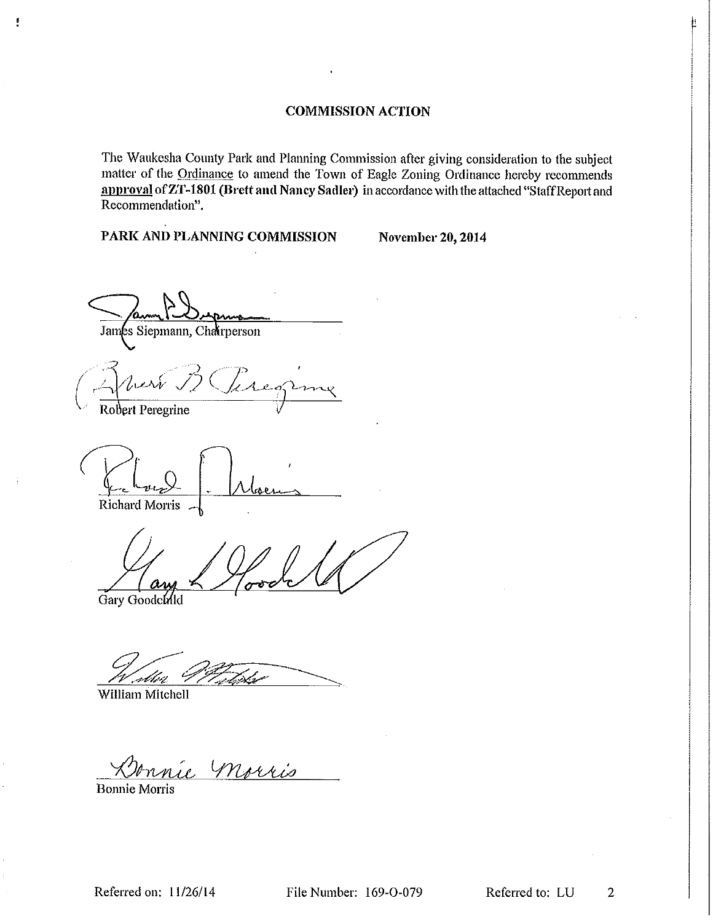## COMMISSION ACTION

The Waukesha County Park and Planning Commission after giving consideration to the subject matter of the Ordinance to amend the Town of Eagle Zoning Ordinance hereby recommends **approval** of **ZT-1801 (Brett and Nancy Sadler)** in accordance with the attached "Staff Report and Recommendation".

**PARK AND PLANNING COMMISSION** **November 20, 2014**

James Siepmann, Chairperson

Robert Peregrine

Richard Morris

Gary Goodchild

William Mitchell

Bonnie Morris

Referred on: 11/26/14 File Number: 169-O-079 Referred to: LU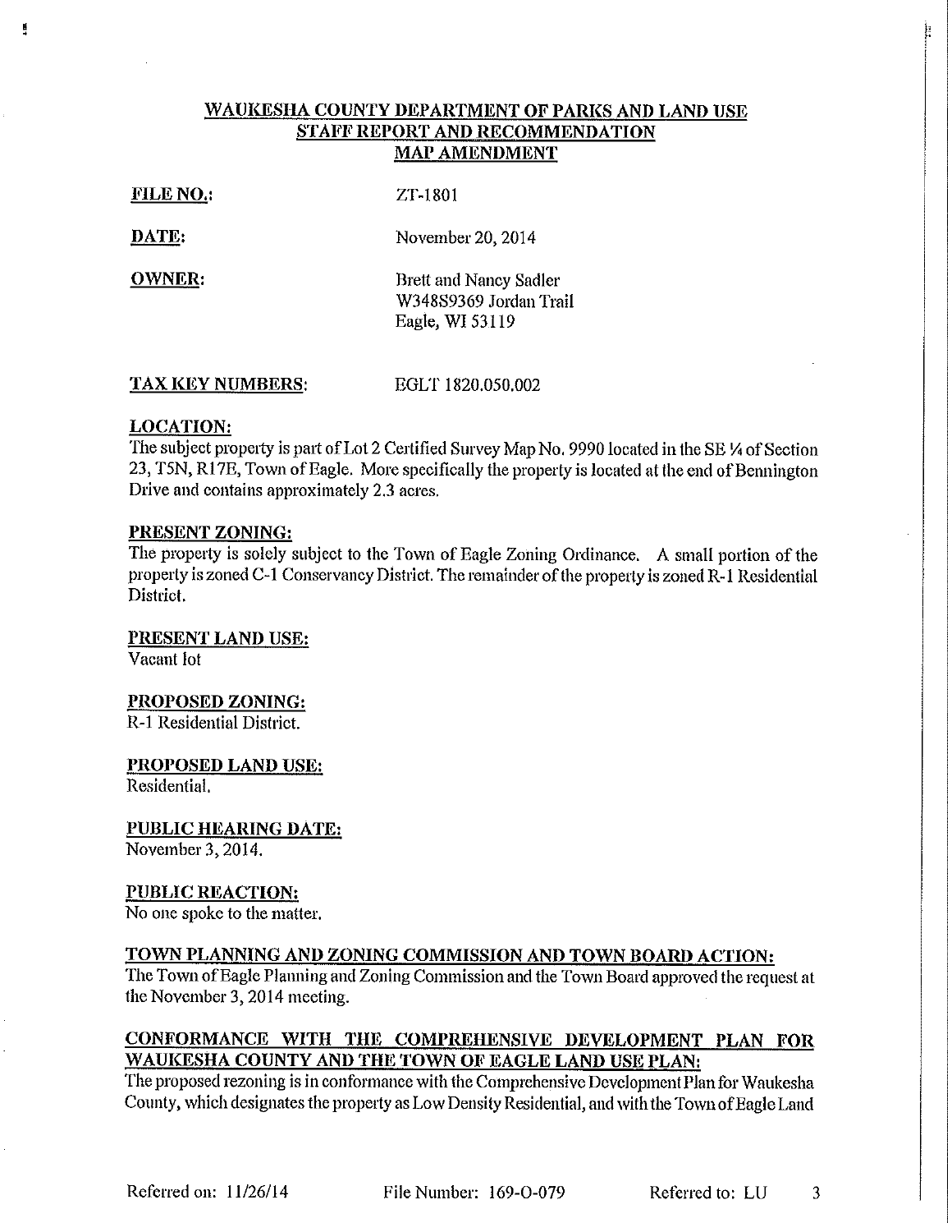## WAUKESHA COUNTY DEPARTMENT OF PARKS AND LAND USE
## STAFF REPORT AND RECOMMENDATION
## MAP AMENDMENT

**FILE NO.:** ZT-1801

**DATE:** November 20, 2014

**OWNER:** Brett and Nancy Sadler
W348S9369 Jordan Trail
Eagle, WI 53119

**TAX KEY NUMBERS:** EGLT 1820.050.002

**LOCATION:**
The subject property is part of Lot 2 Certified Survey Map No. 9990 located in the SE ¼ of Section 23, T5N, R17E, Town of Eagle. More specifically the property is located at the end of Bennington Drive and contains approximately 2.3 acres.

**PRESENT ZONING:**
The property is solely subject to the Town of Eagle Zoning Ordinance. A small portion of the property is zoned C-1 Conservancy District. The remainder of the property is zoned R-1 Residential District.

**PRESENT LAND USE:**
Vacant lot

**PROPOSED ZONING:**
R-1 Residential District.

**PROPOSED LAND USE:**
Residential.

**PUBLIC HEARING DATE:**
November 3, 2014.

**PUBLIC REACTION:**
No one spoke to the matter.

**TOWN PLANNING AND ZONING COMMISSION AND TOWN BOARD ACTION:**
The Town of Eagle Planning and Zoning Commission and the Town Board approved the request at the November 3, 2014 meeting.

**CONFORMANCE WITH THE COMPREHENSIVE DEVELOPMENT PLAN FOR WAUKESHA COUNTY AND THE TOWN OF EAGLE LAND USE PLAN:**
The proposed rezoning is in conformance with the Comprehensive Development Plan for Waukesha County, which designates the property as Low Density Residential, and with the Town of Eagle Land

Referred on: 11/26/14 File Number: 169-O-079 Referred to: LU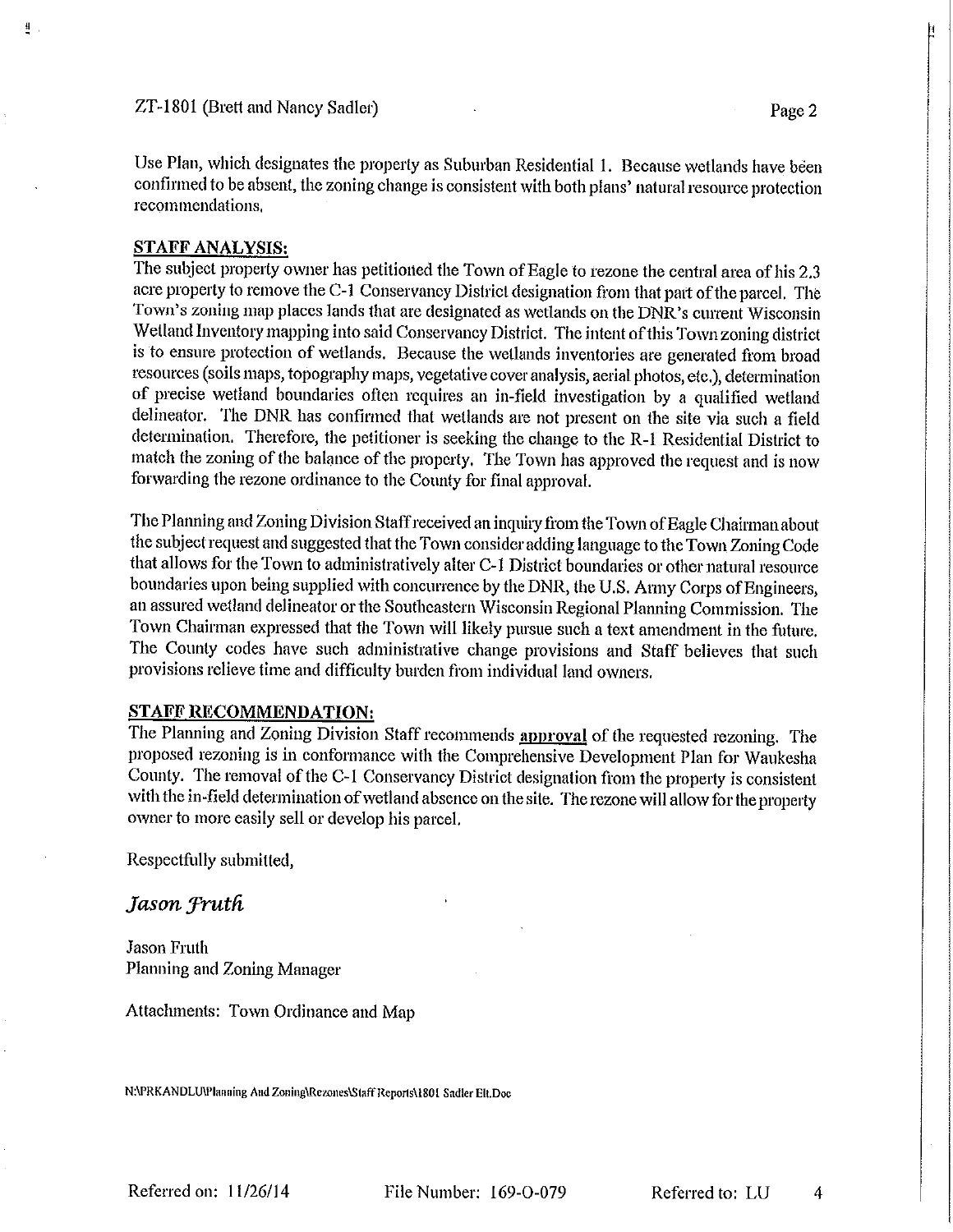Use Plan, which designates the property as Suburban Residential 1. Because wetlands have been confirmed to be absent, the zoning change is consistent with both plans' natural resource protection recommendations.

## STAFF ANALYSIS:

The subject property owner has petitioned the Town of Eagle to rezone the central area of his 2.3 acre property to remove the C-1 Conservancy District designation from that part of the parcel. The Town's zoning map places lands that are designated as wetlands on the DNR's current Wisconsin Wetland Inventory mapping into said Conservancy District. The intent of this Town zoning district is to ensure protection of wetlands. Because the wetlands inventories are generated from broad resources (soils maps, topography maps, vegetative cover analysis, aerial photos, etc.), determination of precise wetland boundaries often requires an in-field investigation by a qualified wetland delineator. The DNR has confirmed that wetlands are not present on the site via such a field determination. Therefore, the petitioner is seeking the change to the R-1 Residential District to match the zoning of the balance of the property. The Town has approved the request and is now forwarding the rezone ordinance to the County for final approval.

The Planning and Zoning Division Staff received an inquiry from the Town of Eagle Chairman about the subject request and suggested that the Town consider adding language to the Town Zoning Code that allows for the Town to administratively alter C-1 District boundaries or other natural resource boundaries upon being supplied with concurrence by the DNR, the U.S. Army Corps of Engineers, an assured wetland delineator or the Southeastern Wisconsin Regional Planning Commission. The Town Chairman expressed that the Town will likely pursue such a text amendment in the future. The County codes have such administrative change provisions and Staff believes that such provisions relieve time and difficulty burden from individual land owners.

## STAFF RECOMMENDATION:

The Planning and Zoning Division Staff recommends **approval** of the requested rezoning. The proposed rezoning is in conformance with the Comprehensive Development Plan for Waukesha County. The removal of the C-1 Conservancy District designation from the property is consistent with the in-field determination of wetland absence on the site. The rezone will allow for the property owner to more easily sell or develop his parcel.

Respectfully submitted,

*Jason Fruth*

Jason Fruth
Planning and Zoning Manager

Attachments: Town Ordinance and Map

N:\PRKANDLU\Planning And Zoning\Rezones\Staff Reports\1801 Sadler Elt.Doc

Referred on: 11/26/14 File Number: 169-O-079 Referred to: LU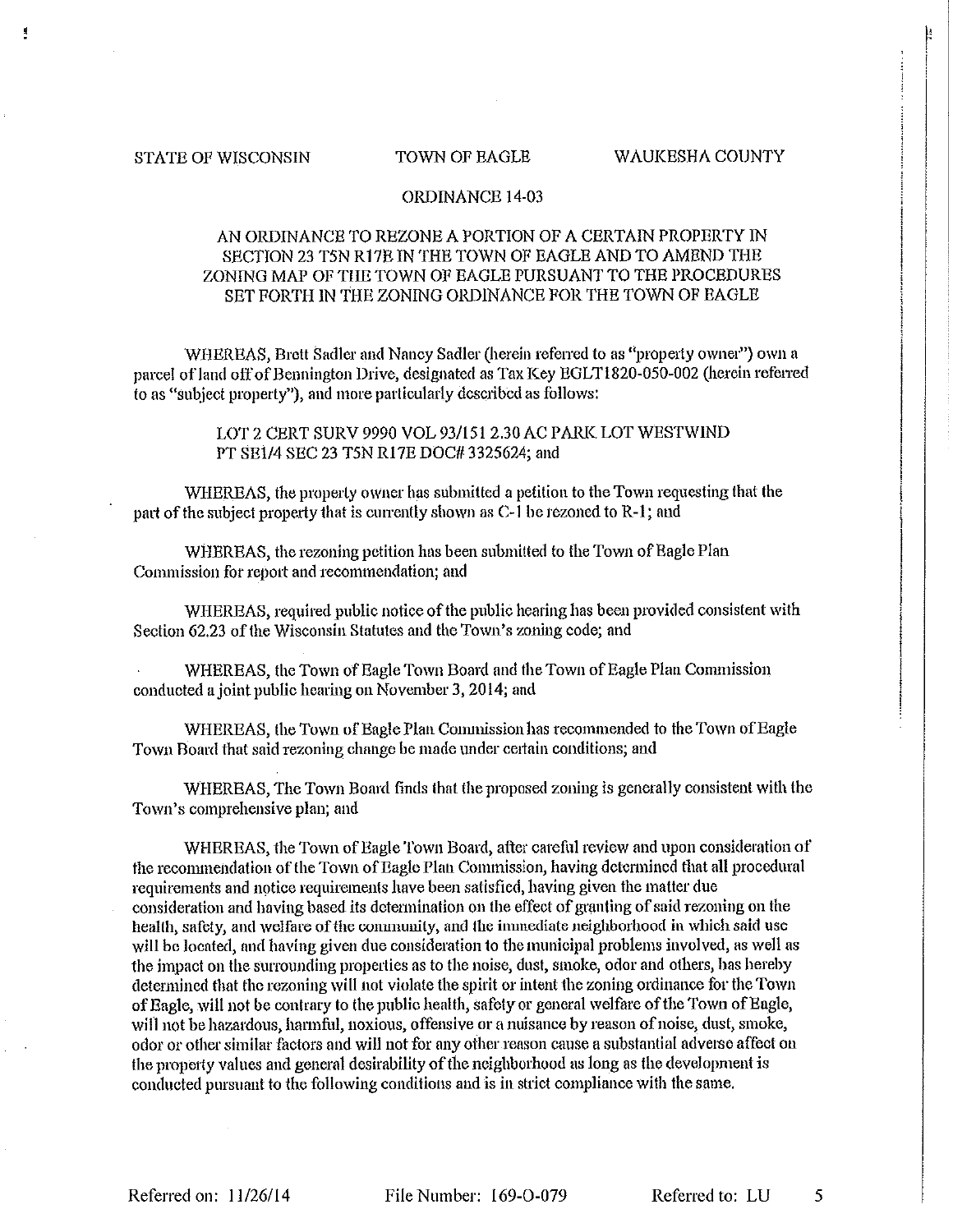STATE OF WISCONSIN TOWN OF EAGLE WAUKESHA COUNTY

ORDINANCE 14-03

AN ORDINANCE TO REZONE A PORTION OF A CERTAIN PROPERTY IN SECTION 23 T5N R17E IN THE TOWN OF EAGLE AND TO AMEND THE ZONING MAP OF THE TOWN OF EAGLE PURSUANT TO THE PROCEDURES SET FORTH IN THE ZONING ORDINANCE FOR THE TOWN OF EAGLE

WHEREAS, Brett Sadler and Nancy Sadler (herein referred to as "property owner") own a parcel of land off of Bennington Drive, designated as Tax Key EGLT1820-050-002 (herein referred to as "subject property"), and more particularly described as follows:

> LOT 2 CERT SURV 9990 VOL 93/151 2.30 AC PARK LOT WESTWIND PT SE1/4 SEC 23 T5N R17E DOC# 3325624; and

WHEREAS, the property owner has submitted a petition to the Town requesting that the part of the subject property that is currently shown as C-1 be rezoned to R-1; and

WHEREAS, the rezoning petition has been submitted to the Town of Eagle Plan Commission for report and recommendation; and

WHEREAS, required public notice of the public hearing has been provided consistent with Section 62.23 of the Wisconsin Statutes and the Town's zoning code; and

WHEREAS, the Town of Eagle Town Board and the Town of Eagle Plan Commission conducted a joint public hearing on November 3, 2014; and

WHEREAS, the Town of Eagle Plan Commission has recommended to the Town of Eagle Town Board that said rezoning change be made under certain conditions; and

WHEREAS, The Town Board finds that the proposed zoning is generally consistent with the Town's comprehensive plan; and

WHEREAS, the Town of Eagle Town Board, after careful review and upon consideration of the recommendation of the Town of Eagle Plan Commission, having determined that all procedural requirements and notice requirements have been satisfied, having given the matter due consideration and having based its determination on the effect of granting of said rezoning on the health, safety, and welfare of the community, and the immediate neighborhood in which said use will be located, and having given due consideration to the municipal problems involved, as well as the impact on the surrounding properties as to the noise, dust, smoke, odor and others, has hereby determined that the rezoning will not violate the spirit or intent the zoning ordinance for the Town of Eagle, will not be contrary to the public health, safety or general welfare of the Town of Eagle, will not be hazardous, harmful, noxious, offensive or a nuisance by reason of noise, dust, smoke, odor or other similar factors and will not for any other reason cause a substantial adverse affect on the property values and general desirability of the neighborhood as long as the development is conducted pursuant to the following conditions and is in strict compliance with the same.

Referred on: 11/26/14 File Number: 169-O-079 Referred to: LU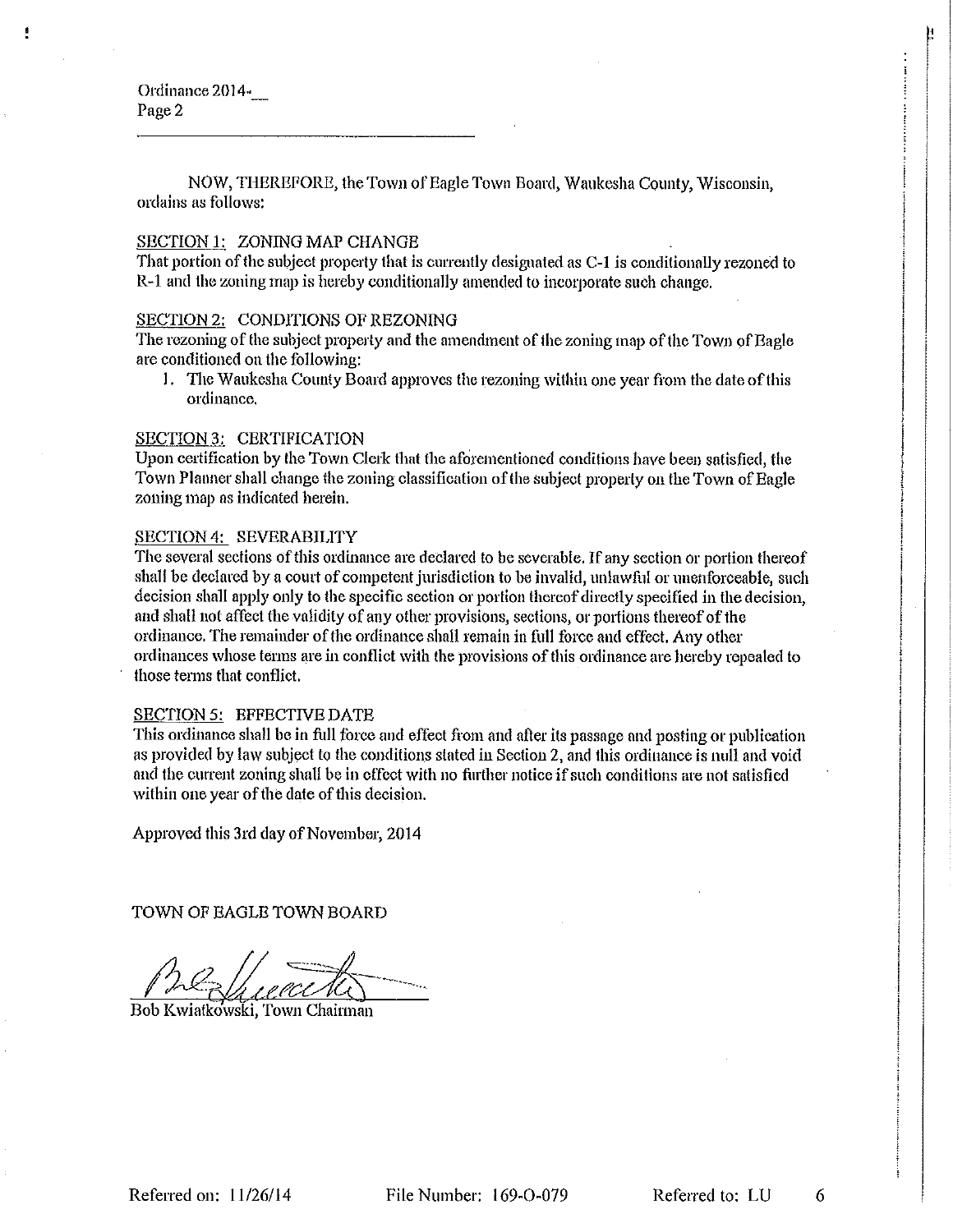NOW, THEREFORE, the Town of Eagle Town Board, Waukesha County, Wisconsin, ordains as follows:

SECTION 1: ZONING MAP CHANGE

That portion of the subject property that is currently designated as C-1 is conditionally rezoned to R-1 and the zoning map is hereby conditionally amended to incorporate such change.

SECTION 2: CONDITIONS OF REZONING

The rezoning of the subject property and the amendment of the zoning map of the Town of Eagle are conditioned on the following:

1. The Waukesha County Board approves the rezoning within one year from the date of this ordinance.

SECTION 3: CERTIFICATION

Upon certification by the Town Clerk that the aforementioned conditions have been satisfied, the Town Planner shall change the zoning classification of the subject property on the Town of Eagle zoning map as indicated herein.

SECTION 4: SEVERABILITY

The several sections of this ordinance are declared to be severable. If any section or portion thereof shall be declared by a court of competent jurisdiction to be invalid, unlawful or unenforceable, such decision shall apply only to the specific section or portion thereof directly specified in the decision, and shall not affect the validity of any other provisions, sections, or portions thereof of the ordinance. The remainder of the ordinance shall remain in full force and effect. Any other ordinances whose terms are in conflict with the provisions of this ordinance are hereby repealed to those terms that conflict.

SECTION 5: EFFECTIVE DATE

This ordinance shall be in full force and effect from and after its passage and posting or publication as provided by law subject to the conditions stated in Section 2, and this ordinance is null and void and the current zoning shall be in effect with no further notice if such conditions are not satisfied within one year of the date of this decision.

Approved this 3rd day of November, 2014

TOWN OF EAGLE TOWN BOARD

Bob Kwiatkowski, Town Chairman

Referred on: 11/26/14 File Number: 169-O-079 Referred to: LU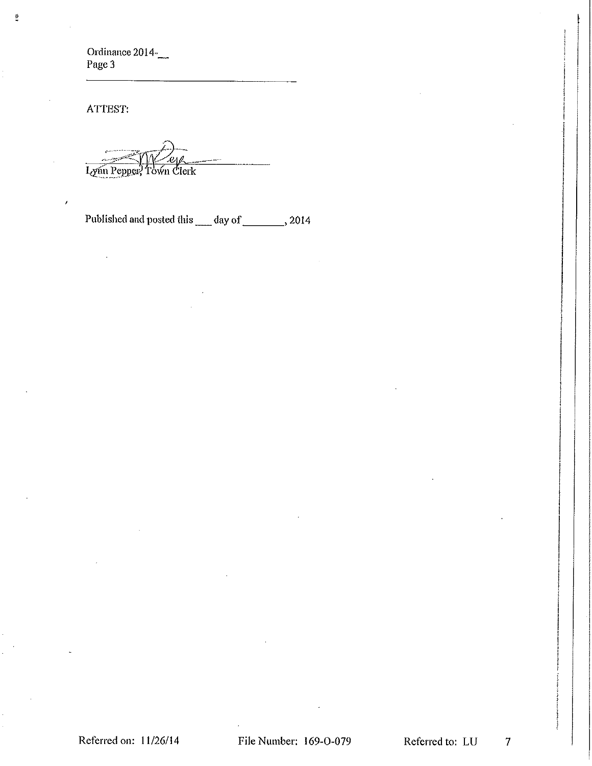Ordinance 2014-__
Page 3

---

ATTEST:

Lynn Pepper, Town Clerk

Published and posted this ___ day of ________, 2014

Referred on: 11/26/14 File Number: 169-O-079 Referred to: LU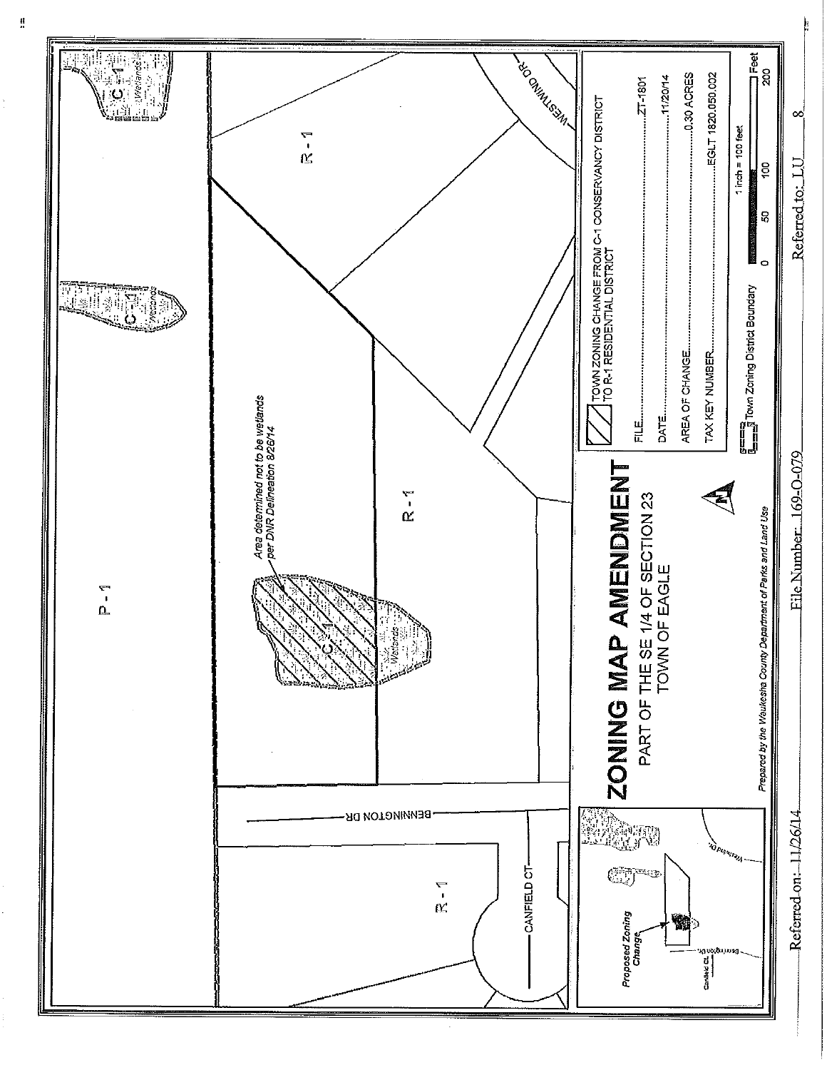# ZONING MAP AMENDMENT

PART OF THE SE 1/4 OF SECTION 23
TOWN OF EAGLE

TOWN ZONING CHANGE FROM C-1 CONSERVANCY DISTRICT TO R-1 RESIDENTIAL DISTRICT

| | |
|---|---|
| FILE | ZT-1801 |
| DATE | 11/20/14 |
| AREA OF CHANGE | 0.30 ACRES |
| TAX KEY NUMBER | EGLT 1820.050.002 |

Town Zoning District Boundary

1 inch = 100 feet

0 50 100 200 Feet

*Prepared by the Waukesha County Department of Parks and Land Use*

*Area determined not to be wetlands per DNR Delineation 8/26/14*

P-1

R-1

C-1 Wetlands

BENNINGTON DR

CANFIELD CT

WESTWIND DR

Proposed Zoning Change

Referred on: 11/26/14 File Number: 169-O-079 Referred to: LU 8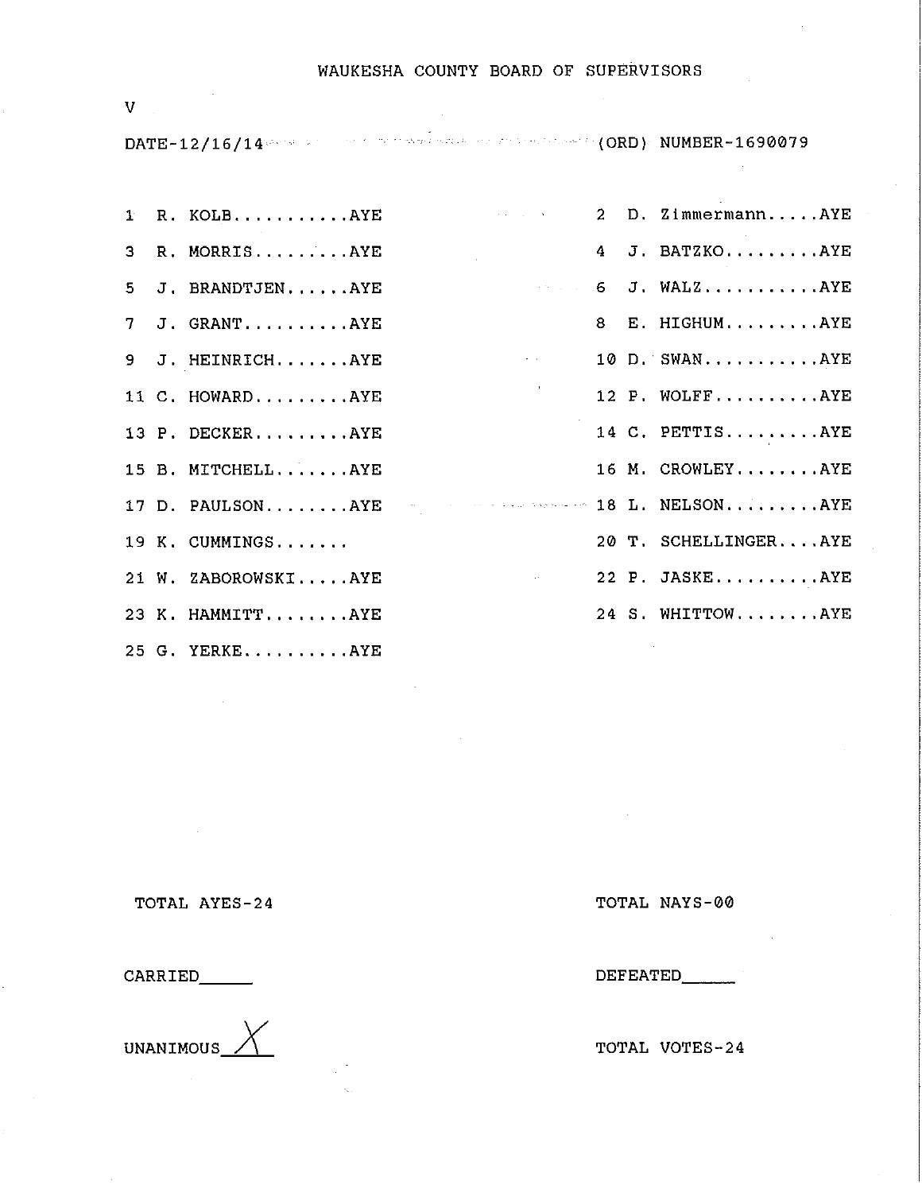WAUKESHA COUNTY BOARD OF SUPERVISORS

V

DATE-12/16/14 (ORD) NUMBER-1690079

| | | | |
|---|---|---|---|
| 1 R. KOLB...........AYE | | 2 D. Zimmermann.....AYE | |
| 3 R. MORRIS.........AYE | | 4 J. BATZKO.........AYE | |
| 5 J. BRANDTJEN......AYE | | 6 J. WALZ...........AYE | |
| 7 J. GRANT..........AYE | | 8 E. HIGHUM.........AYE | |
| 9 J. HEINRICH.......AYE | | 10 D. SWAN...........AYE | |
| 11 C. HOWARD.........AYE | | 12 P. WOLFF..........AYE | |
| 13 P. DECKER.........AYE | | 14 C. PETTIS.........AYE | |
| 15 B. MITCHELL.......AYE | | 16 M. CROWLEY........AYE | |
| 17 D. PAULSON........AYE | | 18 L. NELSON.........AYE | |
| 19 K. CUMMINGS....... | | 20 T. SCHELLINGER....AYE | |
| 21 W. ZABOROWSKI.....AYE | | 22 P. JASKE..........AYE | |
| 23 K. HAMMITT........AYE | | 24 S. WHITTOW........AYE | |
| 25 G. YERKE..........AYE | | | |

TOTAL AYES-24 TOTAL NAYS-00

CARRIED_____ DEFEATED_____

UNANIMOUS X TOTAL VOTES-24